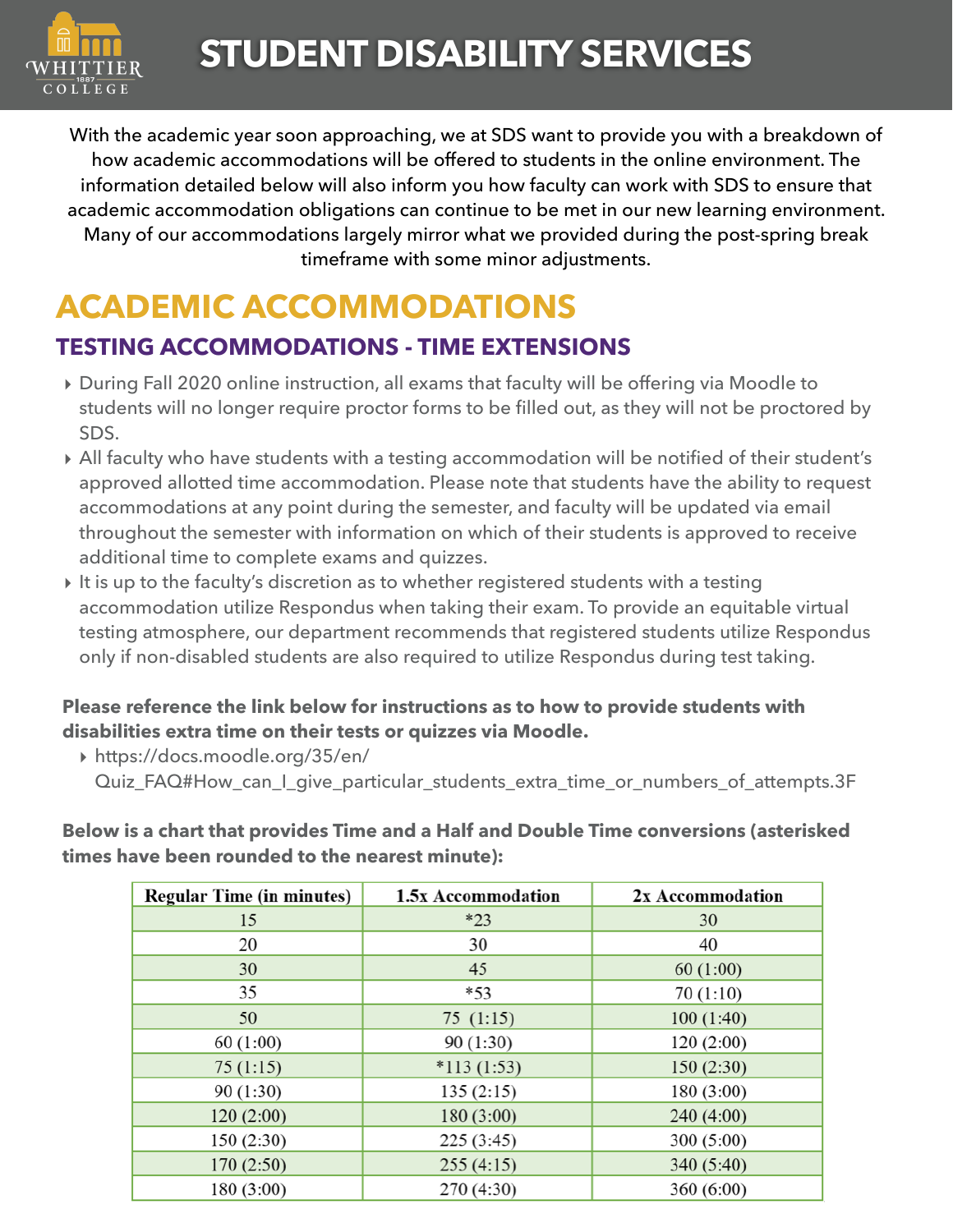# STUDENT DISABILITY SERVICES

With the academic year soon approaching, we at SDS want to provide you with a breakdown of how academic accommodations will be offered to students in the online environment. The information detailed below will also inform you how faculty can work with SDS to ensure that academic accommodation obligations can continue to be met in our new learning environment. Many of our accommodations largely mirror what we provided during the post-spring break timeframe with some minor adjustments.

## ACADEMIC ACCOMMODATIONS

### TESTING ACCOMMODATIONS - TIME EXTENSIONS

- During Fall 2020 online instruction, all exams that faculty will be offering via Moodle to students will no longer require proctor forms to be filled out, as they will not be proctored by SDS.
- All faculty who have students with a testing accommodation will be notified of their student's approved allotted time accommodation. Please note that students have the ability to request accommodations at any point during the semester, and faculty will be updated via email throughout the semester with information on which of their students is approved to receive additional time to complete exams and quizzes.
- It is up to the faculty's discretion as to whether registered students with a testing accommodation utilize Respondus when taking their exam. To provide an equitable virtual testing atmosphere, our department recommends that registered students utilize Respondus only if non-disabled students are also required to utilize Respondus during test taking.

**Please reference the link below for instructions as to how to provide students with disabilities extra time on their tests or quizzes via Moodle.**

- https://docs.moodle.org/35/en/Quiz_FAQ#How_can_I_give_particular_students_extra_time_or_numbers_of_attempts.3F

**Below is a chart that provides Time and a Half and Double Time conversions (asterisked times have been rounded to the nearest minute):**

| Regular Time (in minutes) | 1.5x Accommodation | 2x Accommodation |
|---|---|---|
| 15 | *23 | 30 |
| 20 | 30 | 40 |
| 30 | 45 | 60 (1:00) |
| 35 | *53 | 70 (1:10) |
| 50 | 75 (1:15) | 100 (1:40) |
| 60 (1:00) | 90 (1:30) | 120 (2:00) |
| 75 (1:15) | *113 (1:53) | 150 (2:30) |
| 90 (1:30) | 135 (2:15) | 180 (3:00) |
| 120 (2:00) | 180 (3:00) | 240 (4:00) |
| 150 (2:30) | 225 (3:45) | 300 (5:00) |
| 170 (2:50) | 255 (4:15) | 340 (5:40) |
| 180 (3:00) | 270 (4:30) | 360 (6:00) |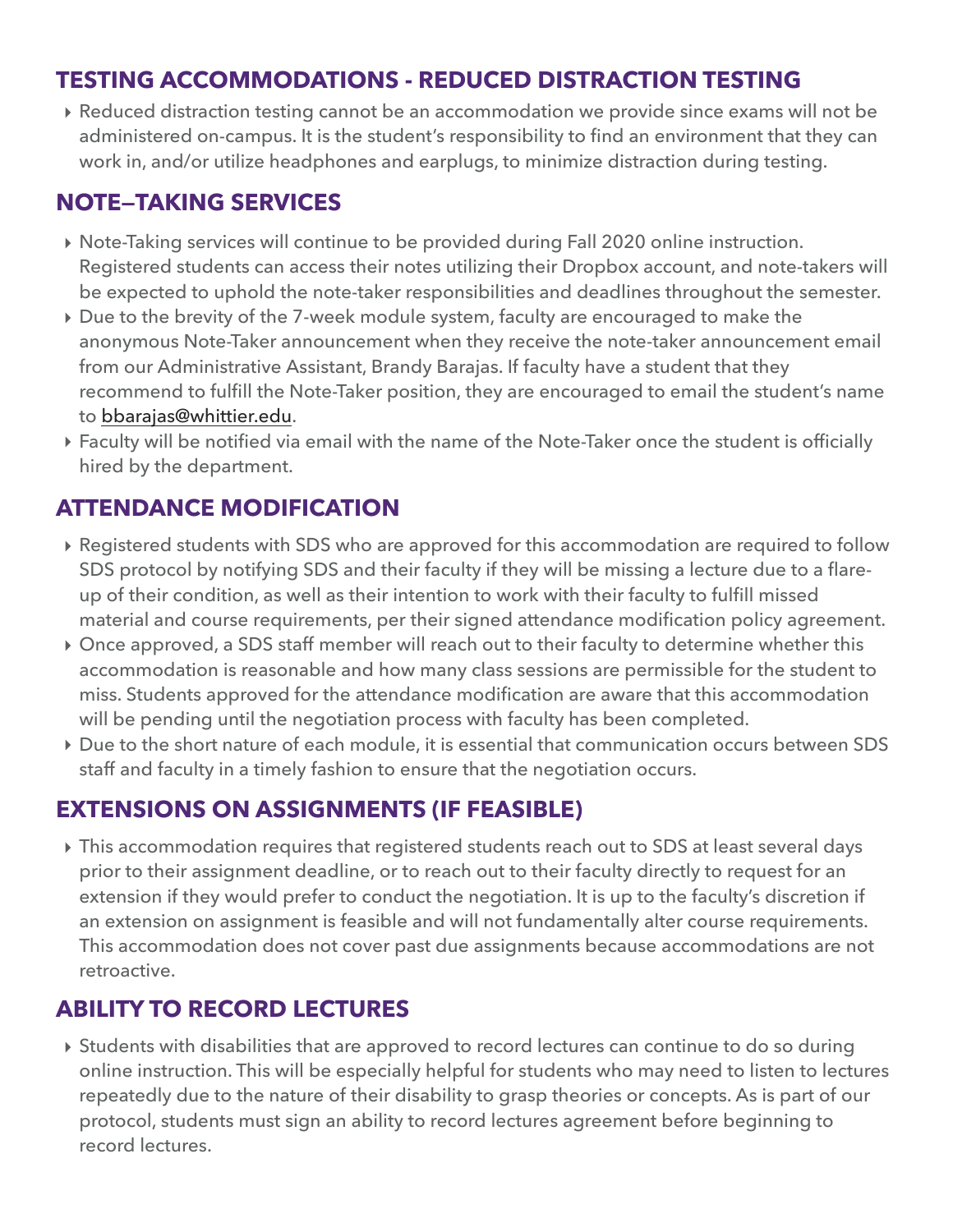## TESTING ACCOMMODATIONS - REDUCED DISTRACTION TESTING

- Reduced distraction testing cannot be an accommodation we provide since exams will not be administered on-campus. It is the student's responsibility to find an environment that they can work in, and/or utilize headphones and earplugs, to minimize distraction during testing.

## NOTE—TAKING SERVICES

- Note-Taking services will continue to be provided during Fall 2020 online instruction. Registered students can access their notes utilizing their Dropbox account, and note-takers will be expected to uphold the note-taker responsibilities and deadlines throughout the semester.
- Due to the brevity of the 7-week module system, faculty are encouraged to make the anonymous Note-Taker announcement when they receive the note-taker announcement email from our Administrative Assistant, Brandy Barajas. If faculty have a student that they recommend to fulfill the Note-Taker position, they are encouraged to email the student's name to bbarajas@whittier.edu.
- Faculty will be notified via email with the name of the Note-Taker once the student is officially hired by the department.

## ATTENDANCE MODIFICATION

- Registered students with SDS who are approved for this accommodation are required to follow SDS protocol by notifying SDS and their faculty if they will be missing a lecture due to a flare-up of their condition, as well as their intention to work with their faculty to fulfill missed material and course requirements, per their signed attendance modification policy agreement.
- Once approved, a SDS staff member will reach out to their faculty to determine whether this accommodation is reasonable and how many class sessions are permissible for the student to miss. Students approved for the attendance modification are aware that this accommodation will be pending until the negotiation process with faculty has been completed.
- Due to the short nature of each module, it is essential that communication occurs between SDS staff and faculty in a timely fashion to ensure that the negotiation occurs.

## EXTENSIONS ON ASSIGNMENTS (IF FEASIBLE)

- This accommodation requires that registered students reach out to SDS at least several days prior to their assignment deadline, or to reach out to their faculty directly to request for an extension if they would prefer to conduct the negotiation. It is up to the faculty's discretion if an extension on assignment is feasible and will not fundamentally alter course requirements. This accommodation does not cover past due assignments because accommodations are not retroactive.

## ABILITY TO RECORD LECTURES

- Students with disabilities that are approved to record lectures can continue to do so during online instruction. This will be especially helpful for students who may need to listen to lectures repeatedly due to the nature of their disability to grasp theories or concepts. As is part of our protocol, students must sign an ability to record lectures agreement before beginning to record lectures.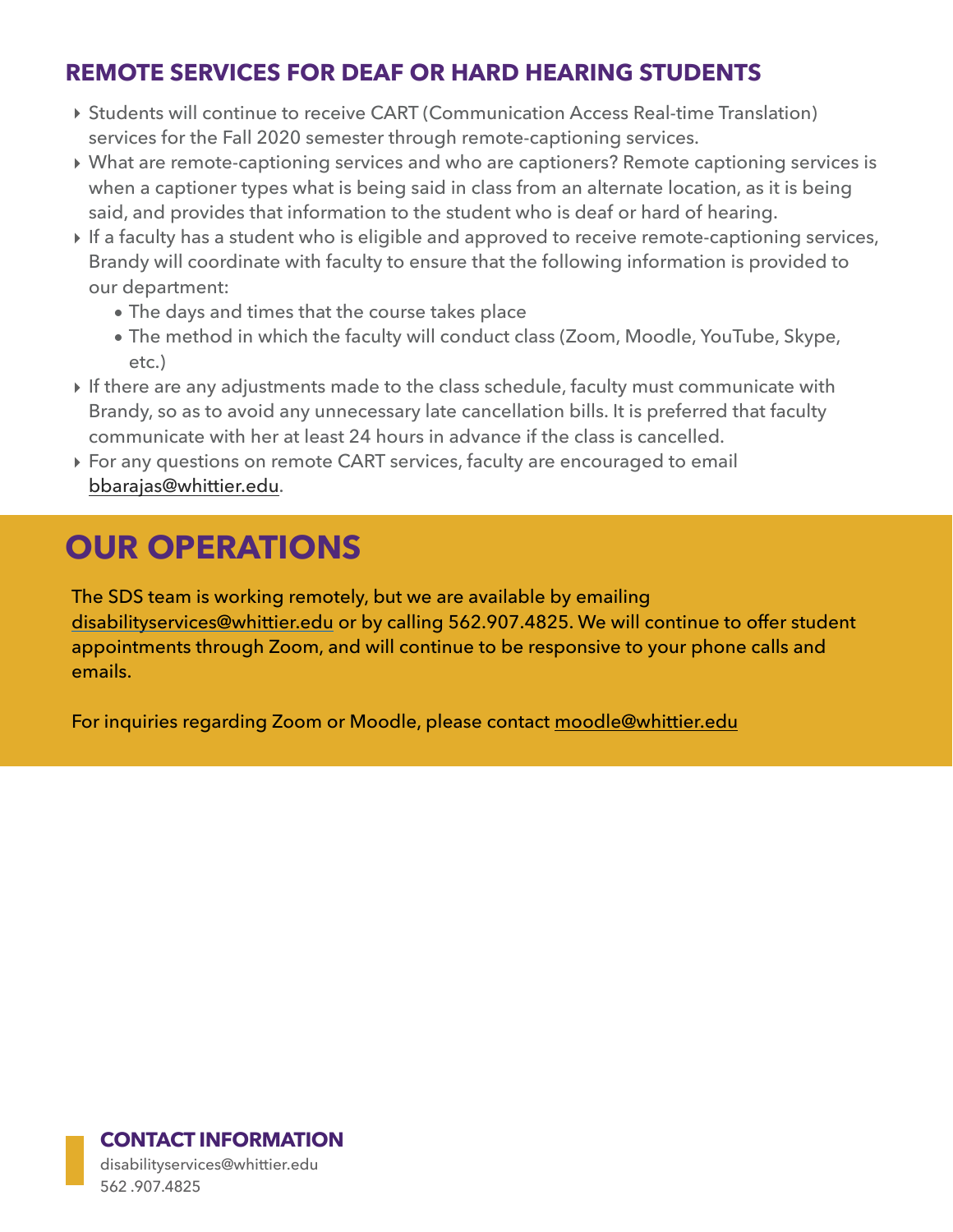## REMOTE SERVICES FOR DEAF OR HARD HEARING STUDENTS

- Students will continue to receive CART (Communication Access Real-time Translation) services for the Fall 2020 semester through remote-captioning services.
- What are remote-captioning services and who are captioners? Remote captioning services is when a captioner types what is being said in class from an alternate location, as it is being said, and provides that information to the student who is deaf or hard of hearing.
- If a faculty has a student who is eligible and approved to receive remote-captioning services, Brandy will coordinate with faculty to ensure that the following information is provided to our department:
  - The days and times that the course takes place
  - The method in which the faculty will conduct class (Zoom, Moodle, YouTube, Skype, etc.)
- If there are any adjustments made to the class schedule, faculty must communicate with Brandy, so as to avoid any unnecessary late cancellation bills. It is preferred that faculty communicate with her at least 24 hours in advance if the class is cancelled.
- For any questions on remote CART services, faculty are encouraged to email bbarajas@whittier.edu.

# OUR OPERATIONS

The SDS team is working remotely, but we are available by emailing disabilityservices@whittier.edu or by calling 562.907.4825. We will continue to offer student appointments through Zoom, and will continue to be responsive to your phone calls and emails.

For inquiries regarding Zoom or Moodle, please contact moodle@whittier.edu

**CONTACT INFORMATION**

disabilityservices@whittier.edu
562 .907.4825